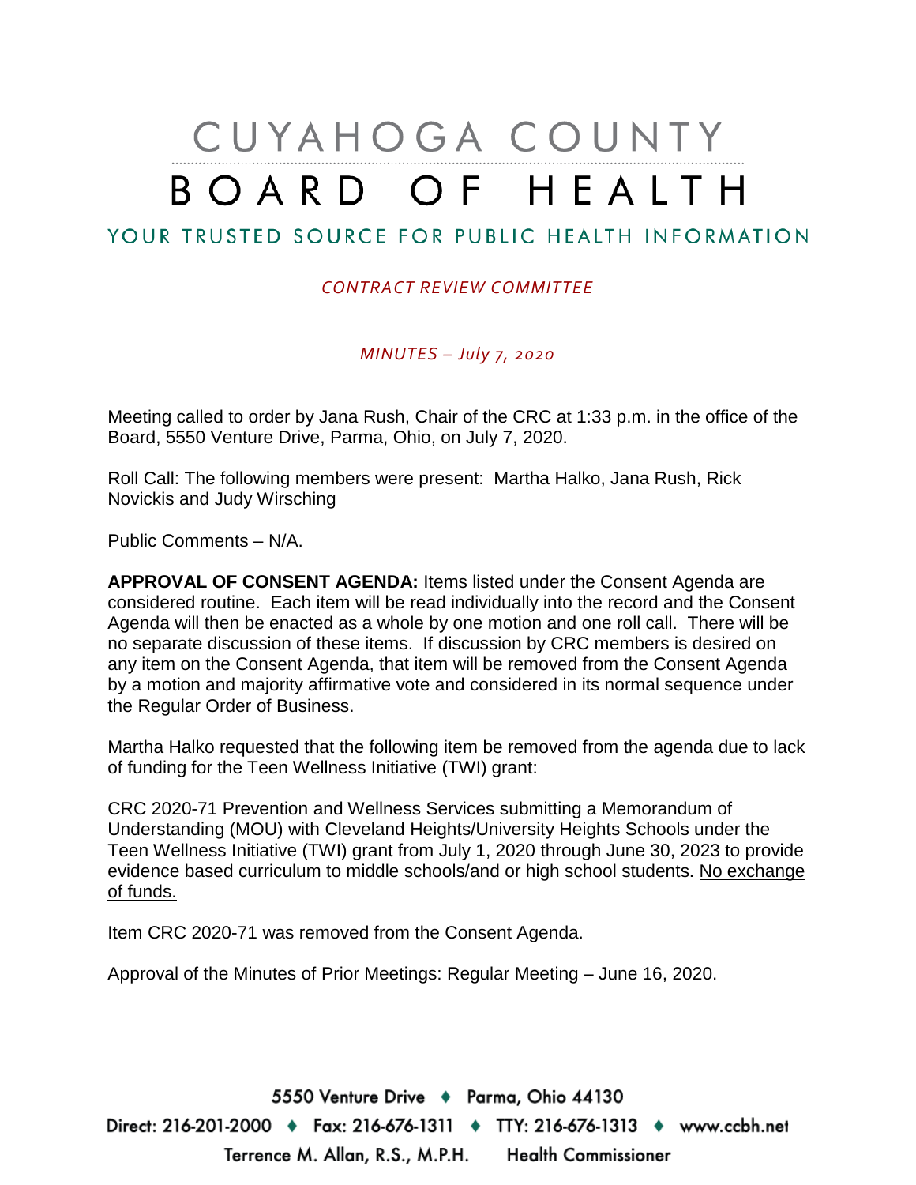# CUYAHOGA COUNTY BOARD OF HEALTH

## YOUR TRUSTED SOURCE FOR PUBLIC HEALTH INFORMATION

*CONTRACT REVIEW COMMITTEE*

*MINUTES – July 7, 2020*

Meeting called to order by Jana Rush, Chair of the CRC at 1:33 p.m. in the office of the Board, 5550 Venture Drive, Parma, Ohio, on July 7, 2020.

Roll Call: The following members were present: Martha Halko, Jana Rush, Rick Novickis and Judy Wirsching

Public Comments – N/A.

**APPROVAL OF CONSENT AGENDA:** Items listed under the Consent Agenda are considered routine. Each item will be read individually into the record and the Consent Agenda will then be enacted as a whole by one motion and one roll call. There will be no separate discussion of these items. If discussion by CRC members is desired on any item on the Consent Agenda, that item will be removed from the Consent Agenda by a motion and majority affirmative vote and considered in its normal sequence under the Regular Order of Business.

Martha Halko requested that the following item be removed from the agenda due to lack of funding for the Teen Wellness Initiative (TWI) grant:

CRC 2020-71 Prevention and Wellness Services submitting a Memorandum of Understanding (MOU) with Cleveland Heights/University Heights Schools under the Teen Wellness Initiative (TWI) grant from July 1, 2020 through June 30, 2023 to provide evidence based curriculum to middle schools/and or high school students. No exchange of funds.

Item CRC 2020-71 was removed from the Consent Agenda.

Approval of the Minutes of Prior Meetings: Regular Meeting – June 16, 2020.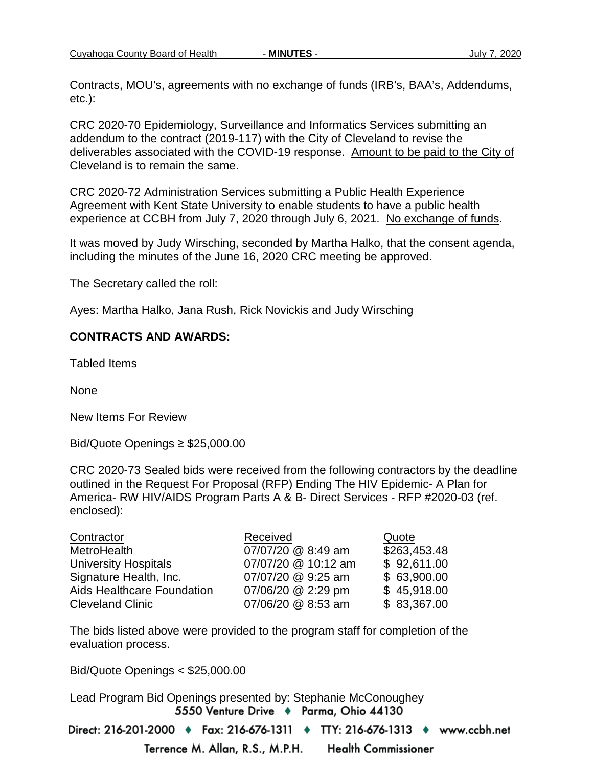Contracts, MOU's, agreements with no exchange of funds (IRB's, BAA's, Addendums, etc.):

CRC 2020-70 Epidemiology, Surveillance and Informatics Services submitting an addendum to the contract (2019-117) with the City of Cleveland to revise the deliverables associated with the COVID-19 response. <u>Amount to be paid to the City of Cleveland is to remain the same</u>.

CRC 2020-72 Administration Services submitting a Public Health Experience Agreement with Kent State University to enable students to have a public health experience at CCBH from July 7, 2020 through July 6, 2021. <u>No exchange of funds</u>.

It was moved by Judy Wirsching, seconded by Martha Halko, that the consent agenda, including the minutes of the June 16, 2020 CRC meeting be approved.

The Secretary called the roll:

Ayes: Martha Halko, Jana Rush, Rick Novickis and Judy Wirsching

**CONTRACTS AND AWARDS:**

Tabled Items

None

New Items For Review

Bid/Quote Openings ≥ $25,000.00

CRC 2020-73 Sealed bids were received from the following contractors by the deadline outlined in the Request For Proposal (RFP) Ending The HIV Epidemic- A Plan for America- RW HIV/AIDS Program Parts A & B- Direct Services - RFP #2020-03 (ref. enclosed):

| Contractor | Received | Quote |
|---|---|---|
| MetroHealth | 07/07/20 @ 8:49 am | $263,453.48 |
| University Hospitals | 07/07/20 @ 10:12 am | $ 92,611.00 |
| Signature Health, Inc. | 07/07/20 @ 9:25 am | $ 63,900.00 |
| Aids Healthcare Foundation | 07/06/20 @ 2:29 pm | $ 45,918.00 |
| Cleveland Clinic | 07/06/20 @ 8:53 am | $ 83,367.00 |

The bids listed above were provided to the program staff for completion of the evaluation process.

Bid/Quote Openings < $25,000.00

Lead Program Bid Openings presented by: Stephanie McConoughey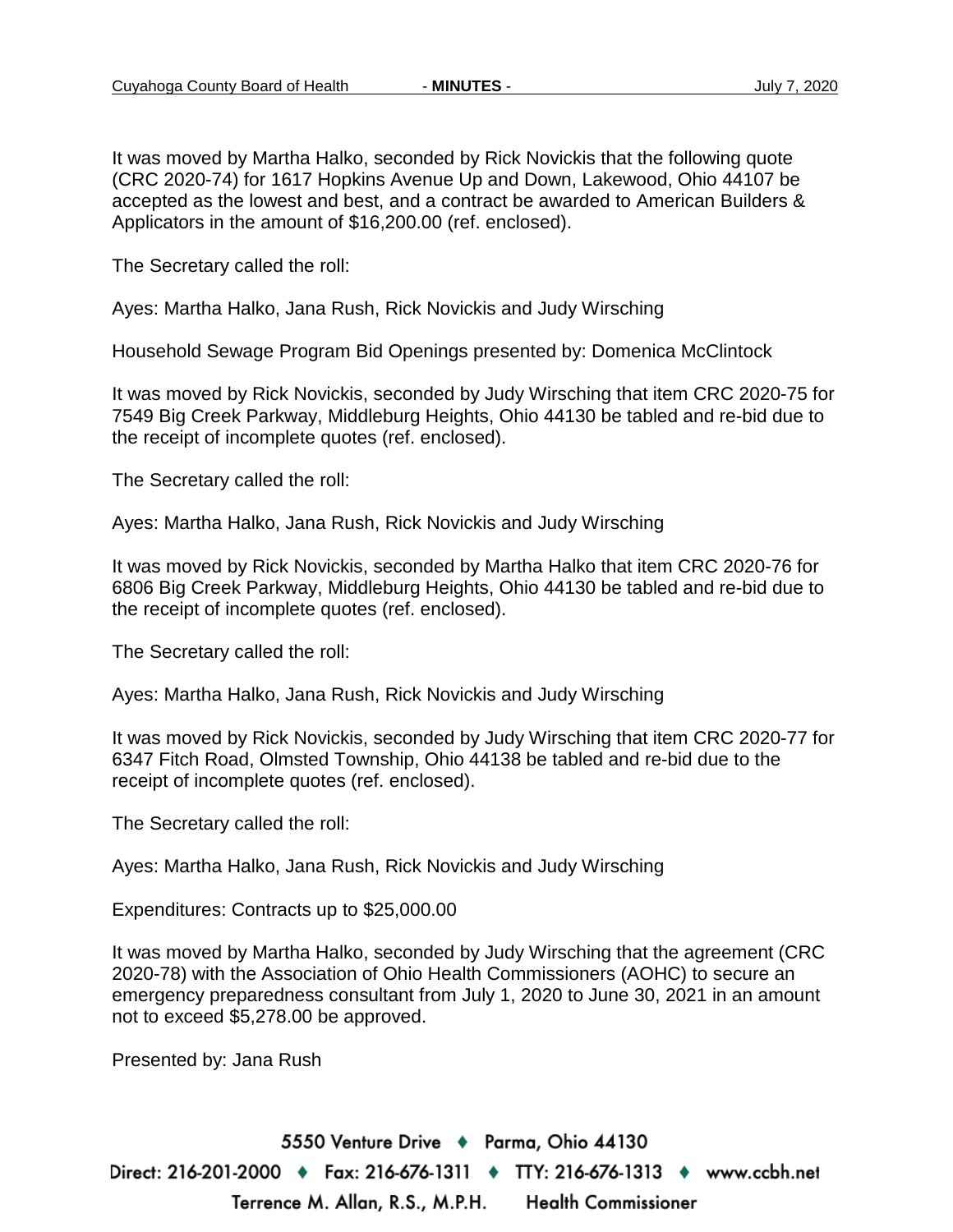It was moved by Martha Halko, seconded by Rick Novickis that the following quote (CRC 2020-74) for 1617 Hopkins Avenue Up and Down, Lakewood, Ohio 44107 be accepted as the lowest and best, and a contract be awarded to American Builders & Applicators in the amount of $16,200.00 (ref. enclosed).

The Secretary called the roll:

Ayes: Martha Halko, Jana Rush, Rick Novickis and Judy Wirsching

Household Sewage Program Bid Openings presented by: Domenica McClintock

It was moved by Rick Novickis, seconded by Judy Wirsching that item CRC 2020-75 for 7549 Big Creek Parkway, Middleburg Heights, Ohio 44130 be tabled and re-bid due to the receipt of incomplete quotes (ref. enclosed).

The Secretary called the roll:

Ayes: Martha Halko, Jana Rush, Rick Novickis and Judy Wirsching

It was moved by Rick Novickis, seconded by Martha Halko that item CRC 2020-76 for 6806 Big Creek Parkway, Middleburg Heights, Ohio 44130 be tabled and re-bid due to the receipt of incomplete quotes (ref. enclosed).

The Secretary called the roll:

Ayes: Martha Halko, Jana Rush, Rick Novickis and Judy Wirsching

It was moved by Rick Novickis, seconded by Judy Wirsching that item CRC 2020-77 for 6347 Fitch Road, Olmsted Township, Ohio 44138 be tabled and re-bid due to the receipt of incomplete quotes (ref. enclosed).

The Secretary called the roll:

Ayes: Martha Halko, Jana Rush, Rick Novickis and Judy Wirsching

Expenditures: Contracts up to $25,000.00

It was moved by Martha Halko, seconded by Judy Wirsching that the agreement (CRC 2020-78) with the Association of Ohio Health Commissioners (AOHC) to secure an emergency preparedness consultant from July 1, 2020 to June 30, 2021 in an amount not to exceed $5,278.00 be approved.

Presented by: Jana Rush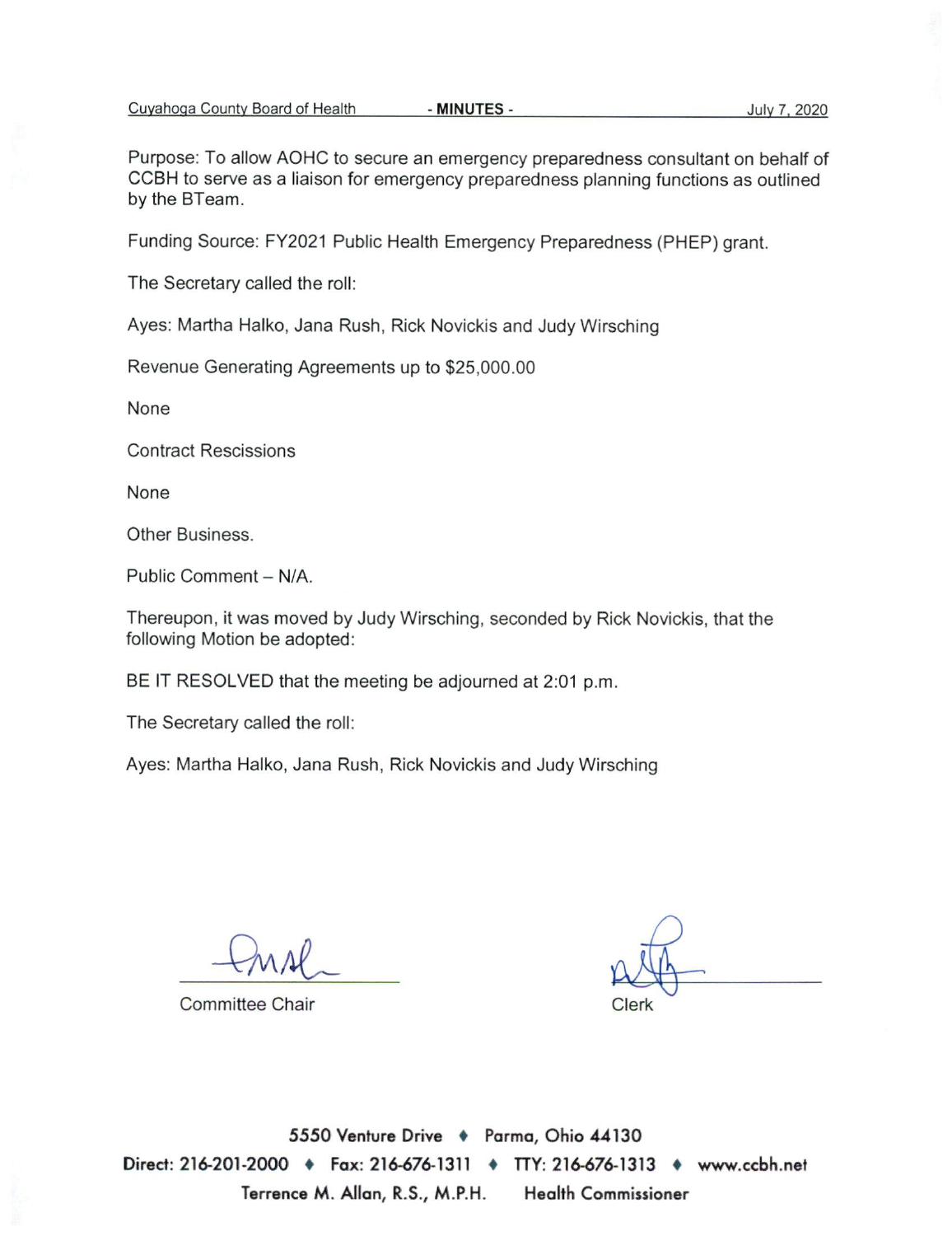Purpose: To allow AOHC to secure an emergency preparedness consultant on behalf of CCBH to serve as a liaison for emergency preparedness planning functions as outlined by the BTeam.

Funding Source: FY2021 Public Health Emergency Preparedness (PHEP) grant.

The Secretary called the roll:

Ayes: Martha Halko, Jana Rush, Rick Novickis and Judy Wirsching

Revenue Generating Agreements up to $25,000.00

None

Contract Rescissions

None

Other Business.

Public Comment – N/A.

Thereupon, it was moved by Judy Wirsching, seconded by Rick Novickis, that the following Motion be adopted:

BE IT RESOLVED that the meeting be adjourned at 2:01 p.m.

The Secretary called the roll:

Ayes: Martha Halko, Jana Rush, Rick Novickis and Judy Wirsching

Committee Chair

Clerk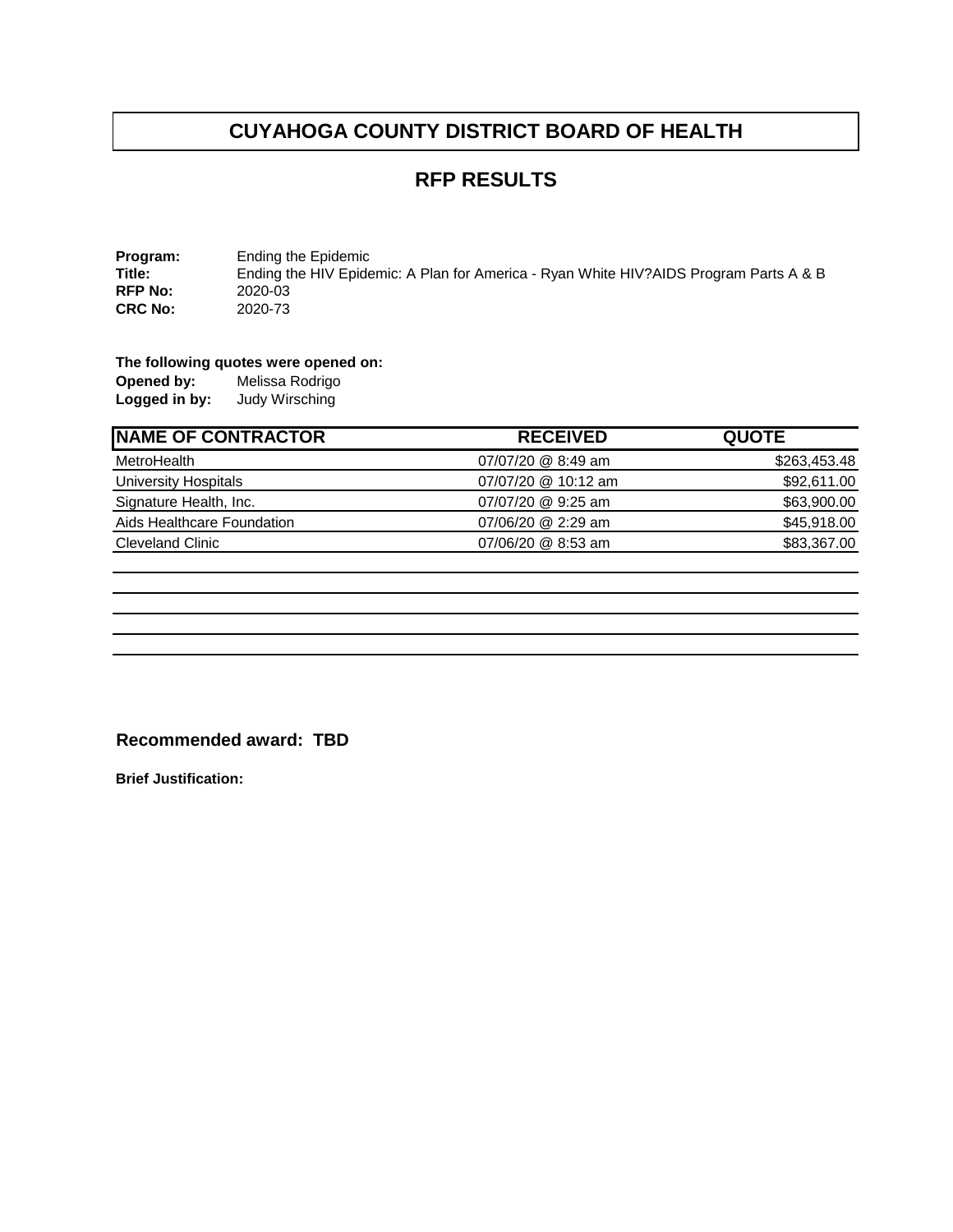# CUYAHOGA COUNTY DISTRICT BOARD OF HEALTH

## RFP RESULTS

**Program:** Ending the Epidemic
**Title:** Ending the HIV Epidemic: A Plan for America - Ryan White HIV?AIDS Program Parts A & B
**RFP No:** 2020-03
**CRC No:** 2020-73

**The following quotes were opened on:**
**Opened by:** Melissa Rodrigo
**Logged in by:** Judy Wirsching

| NAME OF CONTRACTOR | RECEIVED | QUOTE |
|---|---|---|
| MetroHealth | 07/07/20 @ 8:49 am | $263,453.48 |
| University Hospitals | 07/07/20 @ 10:12 am | $92,611.00 |
| Signature Health, Inc. | 07/07/20 @ 9:25 am | $63,900.00 |
| Aids Healthcare Foundation | 07/06/20 @ 2:29 am | $45,918.00 |
| Cleveland Clinic | 07/06/20 @ 8:53 am | $83,367.00 |

**Recommended award: TBD**

**Brief Justification:**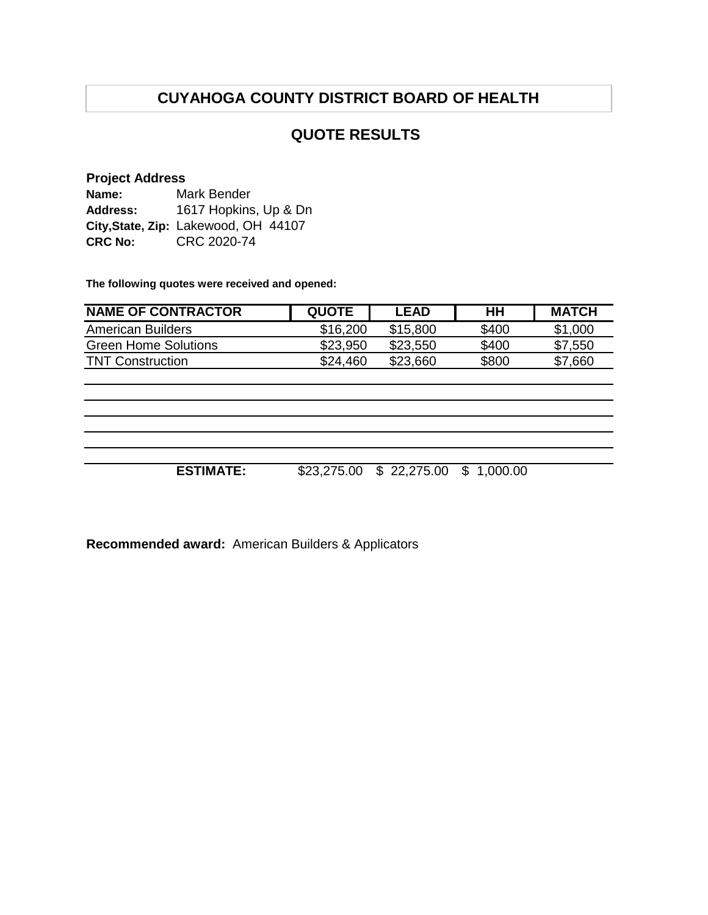# CUYAHOGA COUNTY DISTRICT BOARD OF HEALTH

## QUOTE RESULTS

**Project Address**

**Name:** Mark Bender
**Address:** 1617 Hopkins, Up & Dn
**City,State, Zip:** Lakewood, OH 44107
**CRC No:** CRC 2020-74

**The following quotes were received and opened:**

| NAME OF CONTRACTOR | QUOTE | LEAD | HH | MATCH |
|---|---|---|---|---|
| American Builders | $16,200 | $15,800 | $400 | $1,000 |
| Green Home Solutions | $23,950 | $23,550 | $400 | $7,550 |
| TNT Construction | $24,460 | $23,660 | $800 | $7,660 |
| | | | | |
| | | | | |
| | | | | |
| | | | | |
| | | | | |
| **ESTIMATE:** | $23,275.00 | $ 22,275.00 | $ 1,000.00 | |

**Recommended award:** American Builders & Applicators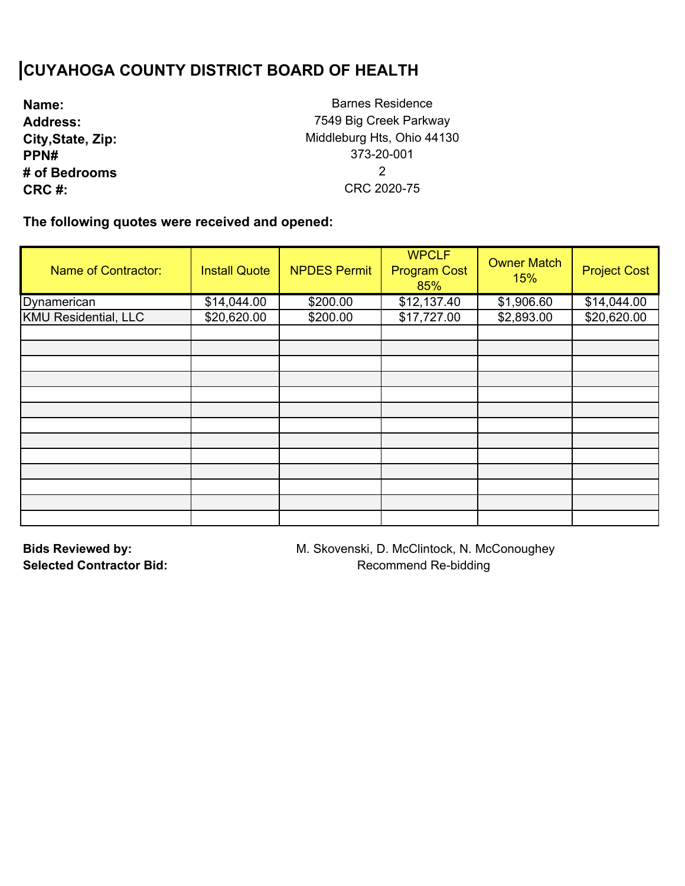# CUYAHOGA COUNTY DISTRICT BOARD OF HEALTH

**Name:** Barnes Residence
**Address:** 7549 Big Creek Parkway
**City,State, Zip:** Middleburg Hts, Ohio 44130
**PPN#** 373-20-001
**# of Bedrooms** 2
**CRC #:** CRC 2020-75

**The following quotes were received and opened:**

| Name of Contractor: | Install Quote | NPDES Permit | WPCLF Program Cost 85% | Owner Match 15% | Project Cost |
|---|---|---|---|---|---|
| Dynamerican | $14,044.00 | $200.00 | $12,137.40 | $1,906.60 | $14,044.00 |
| KMU Residential, LLC | $20,620.00 | $200.00 | $17,727.00 | $2,893.00 | $20,620.00 |
| | | | | | |
| | | | | | |
| | | | | | |
| | | | | | |
| | | | | | |
| | | | | | |
| | | | | | |
| | | | | | |
| | | | | | |
| | | | | | |
| | | | | | |
| | | | | | |
| | | | | | |

**Bids Reviewed by:** M. Skovenski, D. McClintock, N. McConoughey
**Selected Contractor Bid:** Recommend Re-bidding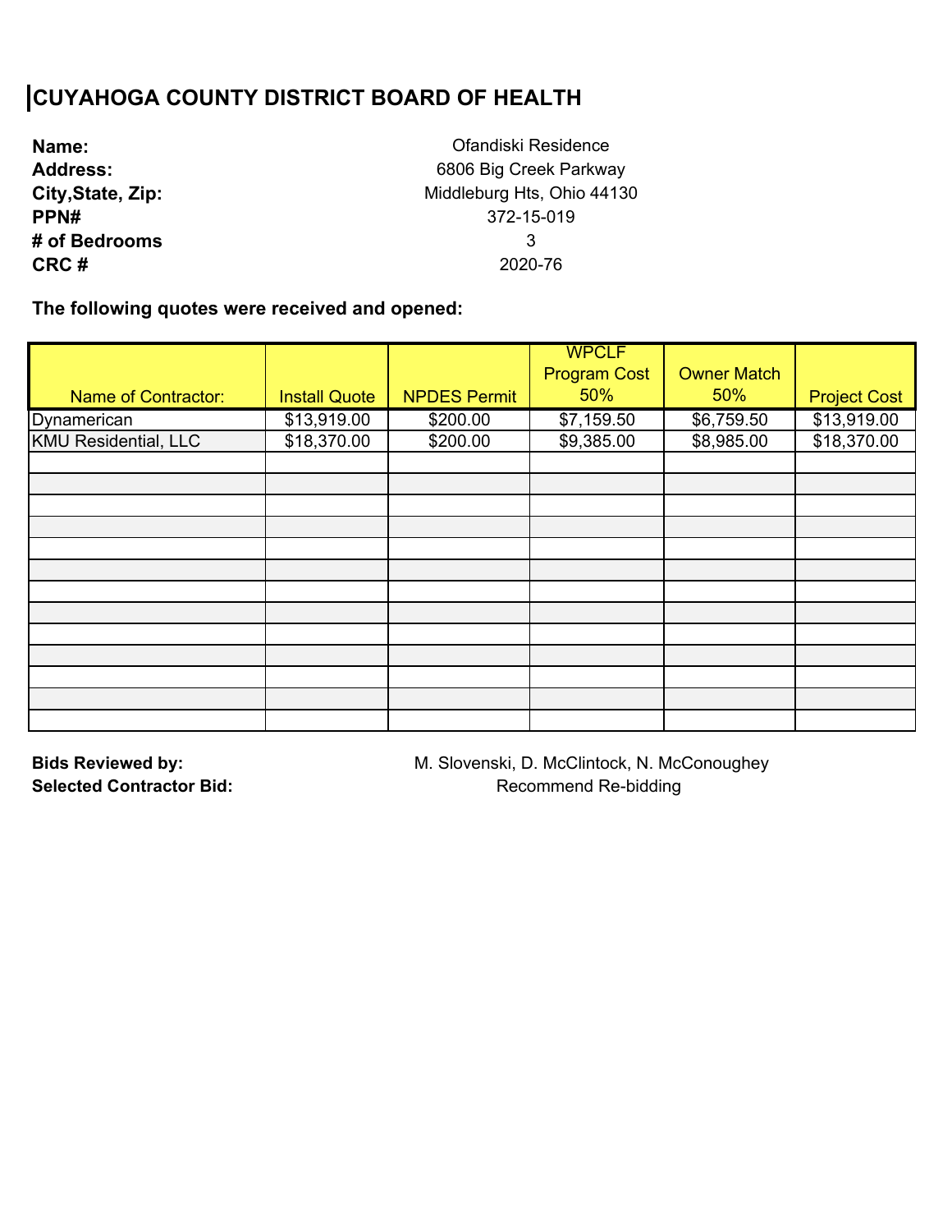# CUYAHOGA COUNTY DISTRICT BOARD OF HEALTH

**Name:** Ofandiski Residence
**Address:** 6806 Big Creek Parkway
**City,State, Zip:** Middleburg Hts, Ohio 44130
**PPN#** 372-15-019
**# of Bedrooms** 3
**CRC #** 2020-76

**The following quotes were received and opened:**

| Name of Contractor: | Install Quote | NPDES Permit | WPCLF Program Cost 50% | Owner Match 50% | Project Cost |
|---|---|---|---|---|---|
| Dynamerican | $13,919.00 | $200.00 | $7,159.50 | $6,759.50 | $13,919.00 |
| KMU Residential, LLC | $18,370.00 | $200.00 | $9,385.00 | $8,985.00 | $18,370.00 |

**Bids Reviewed by:** M. Slovenski, D. McClintock, N. McConoughey
**Selected Contractor Bid:** Recommend Re-bidding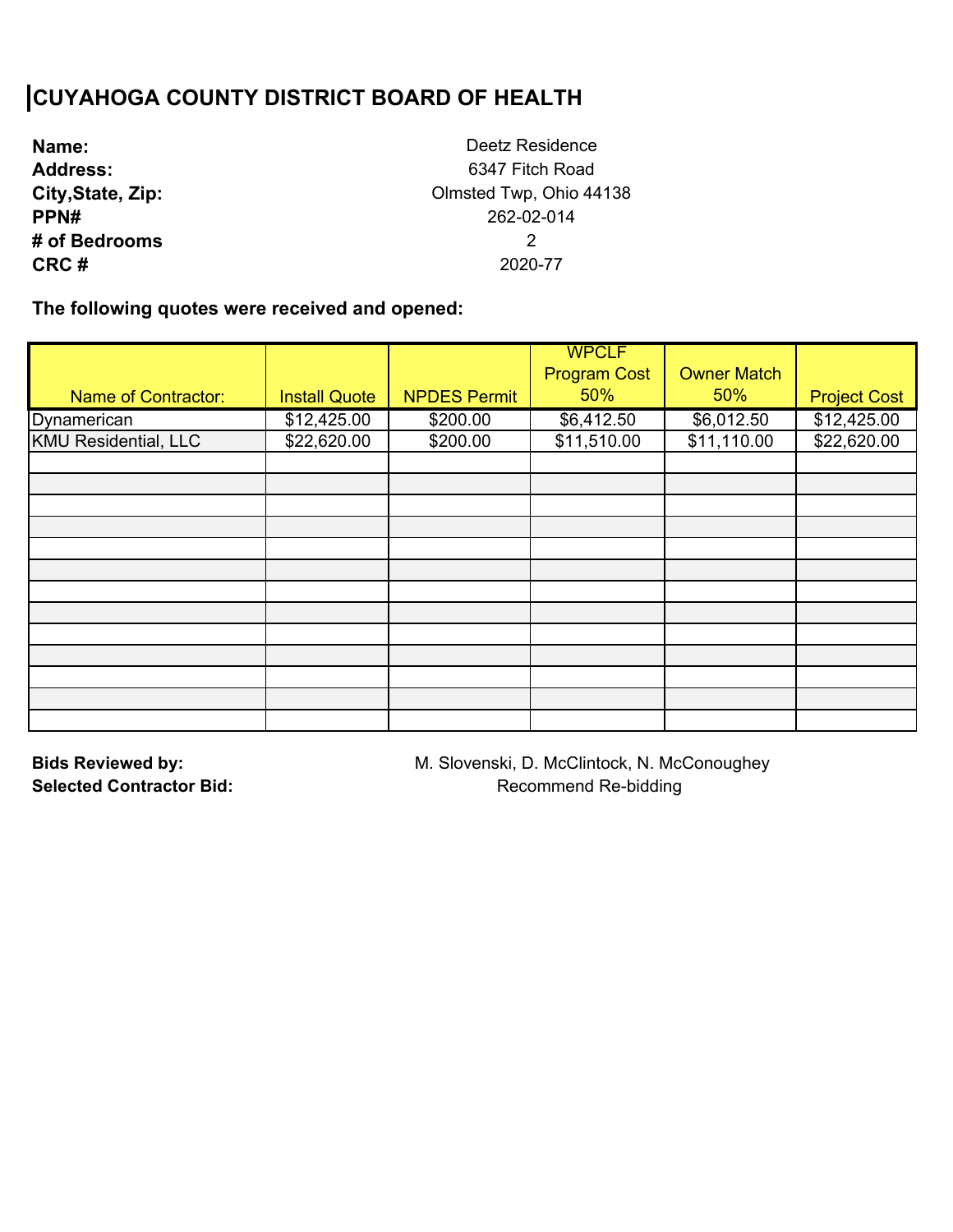# CUYAHOGA COUNTY DISTRICT BOARD OF HEALTH

**Name:** Deetz Residence
**Address:** 6347 Fitch Road
**City,State, Zip:** Olmsted Twp, Ohio 44138
**PPN#** 262-02-014
**# of Bedrooms** 2
**CRC #** 2020-77

**The following quotes were received and opened:**

| Name of Contractor: | Install Quote | NPDES Permit | WPCLF Program Cost 50% | Owner Match 50% | Project Cost |
|---|---|---|---|---|---|
| Dynamerican | $12,425.00 | $200.00 | $6,412.50 | $6,012.50 | $12,425.00 |
| KMU Residential, LLC | $22,620.00 | $200.00 | $11,510.00 | $11,110.00 | $22,620.00 |
| | | | | | |
| | | | | | |
| | | | | | |
| | | | | | |
| | | | | | |
| | | | | | |
| | | | | | |
| | | | | | |
| | | | | | |
| | | | | | |
| | | | | | |
| | | | | | |
| | | | | | |

**Bids Reviewed by:** M. Slovenski, D. McClintock, N. McConoughey
**Selected Contractor Bid:** Recommend Re-bidding